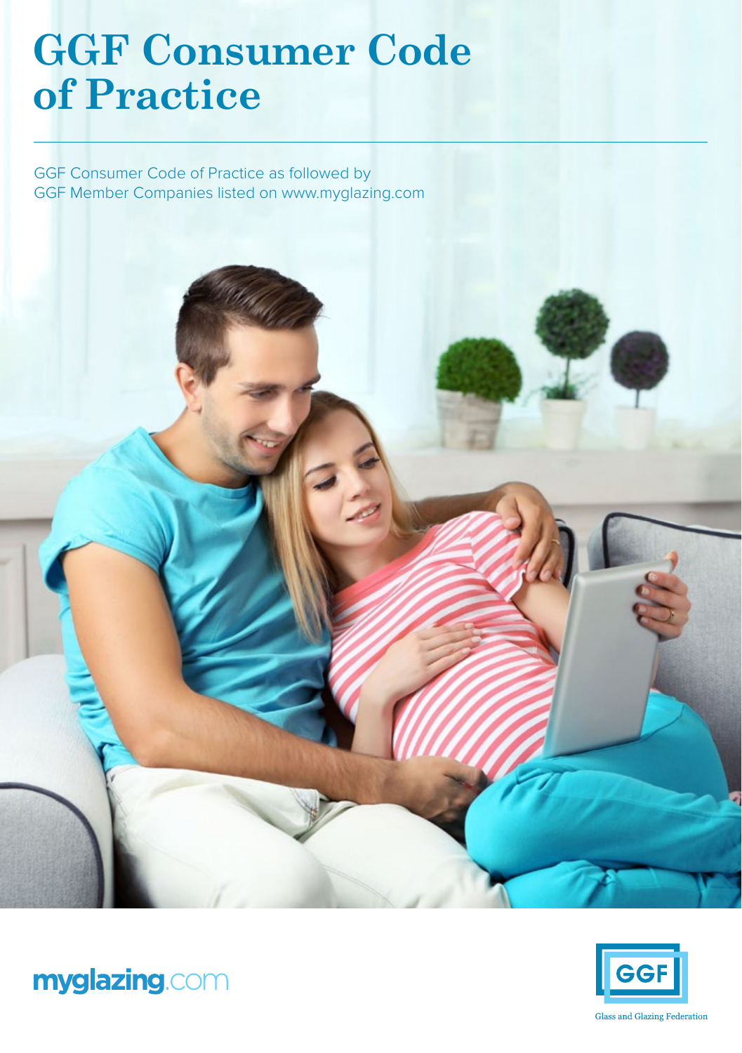# GGF Consumer Code of Practice

GGF Consumer Code of Practice as followed by GGF Member Companies listed on www.myglazing.com

myglazing.com

GGF

Glass and Glazing Federation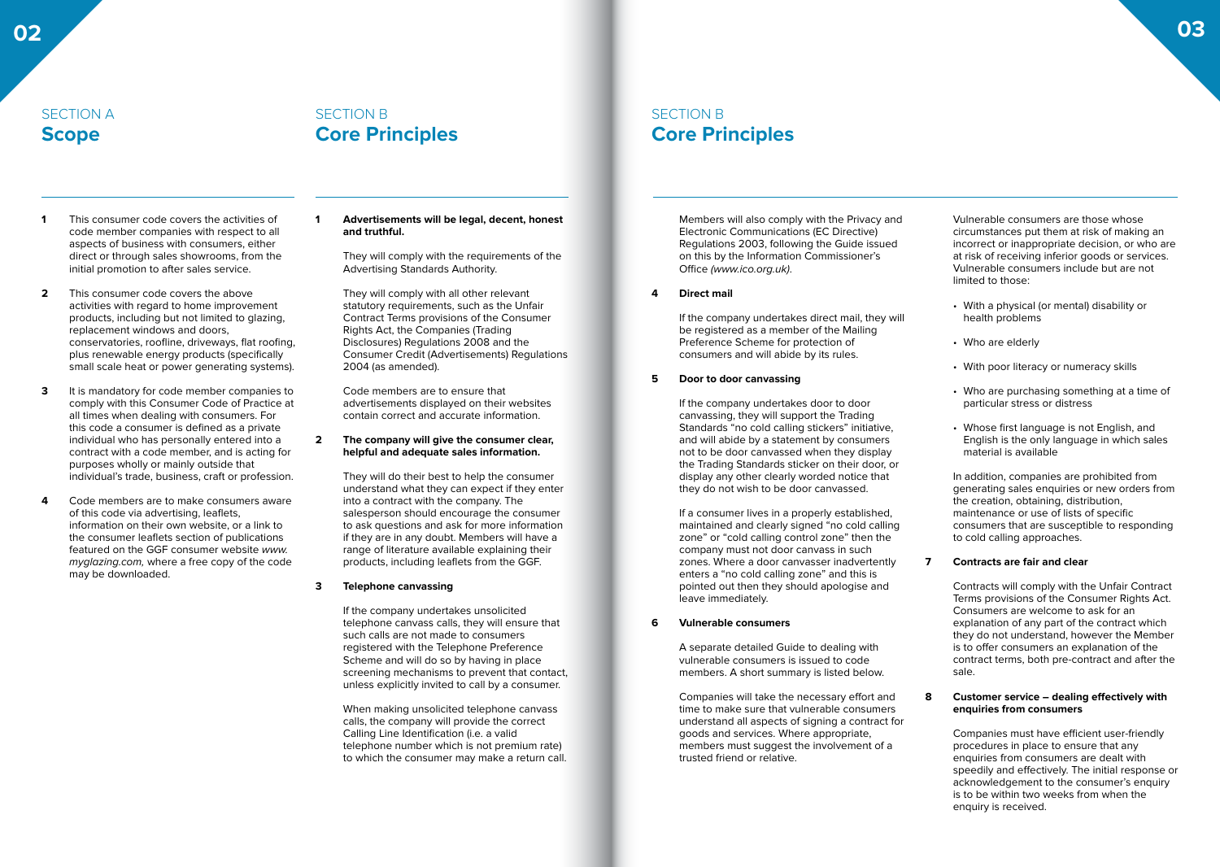## SECTION A
# Scope

1. This consumer code covers the activities of code member companies with respect to all aspects of business with consumers, either direct or through sales showrooms, from the initial promotion to after sales service.

2. This consumer code covers the above activities with regard to home improvement products, including but not limited to glazing, replacement windows and doors, conservatories, roofline, driveways, flat roofing, plus renewable energy products (specifically small scale heat or power generating systems).

3. It is mandatory for code member companies to comply with this Consumer Code of Practice at all times when dealing with consumers. For this code a consumer is defined as a private individual who has personally entered into a contract with a code member, and is acting for purposes wholly or mainly outside that individual's trade, business, craft or profession.

4. Code members are to make consumers aware of this code via advertising, leaflets, information on their own website, or a link to the consumer leaflets section of publications featured on the GGF consumer website *www.myglazing.com,* where a free copy of the code may be downloaded.

## SECTION B
# Core Principles

**1 Advertisements will be legal, decent, honest and truthful.**

They will comply with the requirements of the Advertising Standards Authority.

They will comply with all other relevant statutory requirements, such as the Unfair Contract Terms provisions of the Consumer Rights Act, the Companies (Trading Disclosures) Regulations 2008 and the Consumer Credit (Advertisements) Regulations 2004 (as amended).

Code members are to ensure that advertisements displayed on their websites contain correct and accurate information.

**2 The company will give the consumer clear, helpful and adequate sales information.**

They will do their best to help the consumer understand what they can expect if they enter into a contract with the company. The salesperson should encourage the consumer to ask questions and ask for more information if they are in any doubt. Members will have a range of literature available explaining their products, including leaflets from the GGF.

**3 Telephone canvassing**

If the company undertakes unsolicited telephone canvass calls, they will ensure that such calls are not made to consumers registered with the Telephone Preference Scheme and will do so by having in place screening mechanisms to prevent that contact, unless explicitly invited to call by a consumer.

When making unsolicited telephone canvass calls, the company will provide the correct Calling Line Identification (i.e. a valid telephone number which is not premium rate) to which the consumer may make a return call.

Members will also comply with the Privacy and Electronic Communications (EC Directive) Regulations 2003, following the Guide issued on this by the Information Commissioner's Office *(www.ico.org.uk).*

**4 Direct mail**

If the company undertakes direct mail, they will be registered as a member of the Mailing Preference Scheme for protection of consumers and will abide by its rules.

**5 Door to door canvassing**

If the company undertakes door to door canvassing, they will support the Trading Standards "no cold calling stickers" initiative, and will abide by a statement by consumers not to be door canvassed when they display the Trading Standards sticker on their door, or display any other clearly worded notice that they do not wish to be door canvassed.

If a consumer lives in a properly established, maintained and clearly signed "no cold calling zone" or "cold calling control zone" then the company must not door canvass in such zones. Where a door canvasser inadvertently enters a "no cold calling zone" and this is pointed out then they should apologise and leave immediately.

**6 Vulnerable consumers**

A separate detailed Guide to dealing with vulnerable consumers is issued to code members. A short summary is listed below.

Companies will take the necessary effort and time to make sure that vulnerable consumers understand all aspects of signing a contract for goods and services. Where appropriate, members must suggest the involvement of a trusted friend or relative.

Vulnerable consumers are those whose circumstances put them at risk of making an incorrect or inappropriate decision, or who are at risk of receiving inferior goods or services. Vulnerable consumers include but are not limited to those:

- With a physical (or mental) disability or health problems
- Who are elderly
- With poor literacy or numeracy skills
- Who are purchasing something at a time of particular stress or distress
- Whose first language is not English, and English is the only language in which sales material is available

In addition, companies are prohibited from generating sales enquiries or new orders from the creation, obtaining, distribution, maintenance or use of lists of specific consumers that are susceptible to responding to cold calling approaches.

**7 Contracts are fair and clear**

Contracts will comply with the Unfair Contract Terms provisions of the Consumer Rights Act. Consumers are welcome to ask for an explanation of any part of the contract which they do not understand, however the Member is to offer consumers an explanation of the contract terms, both pre-contract and after the sale.

**8 Customer service – dealing effectively with enquiries from consumers**

Companies must have efficient user-friendly procedures in place to ensure that any enquiries from consumers are dealt with speedily and effectively. The initial response or acknowledgement to the consumer's enquiry is to be within two weeks from when the enquiry is received.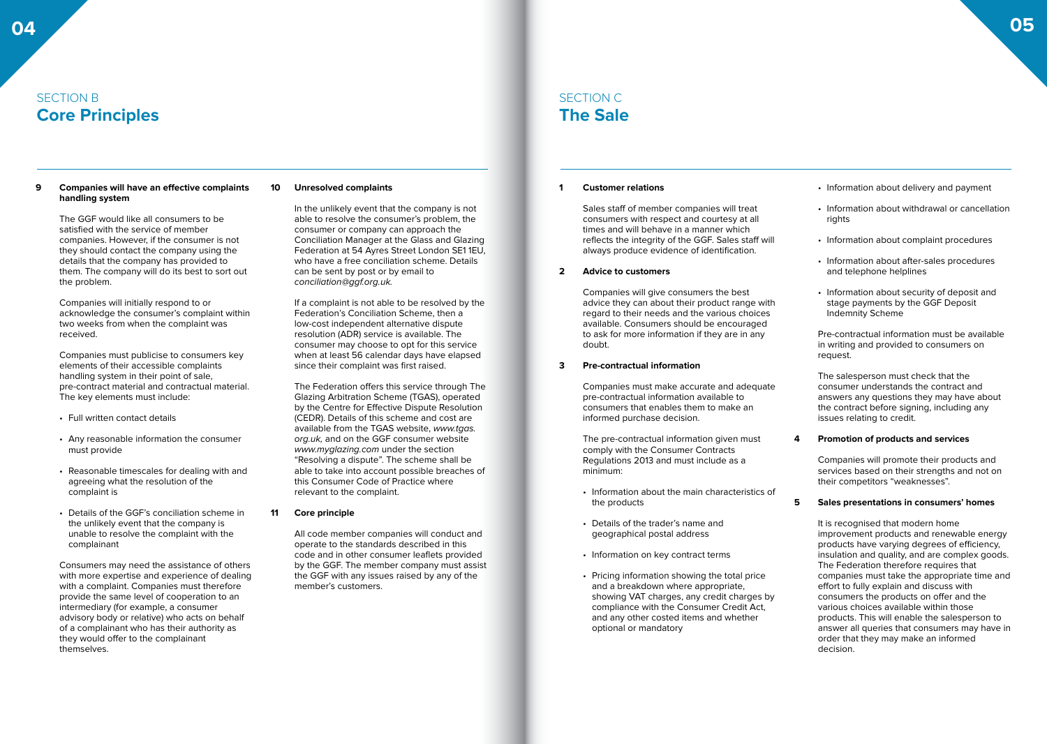## SECTION B
# Core Principles

**9 Companies will have an effective complaints handling system**

The GGF would like all consumers to be satisfied with the service of member companies. However, if the consumer is not they should contact the company using the details that the company has provided to them. The company will do its best to sort out the problem.

Companies will initially respond to or acknowledge the consumer's complaint within two weeks from when the complaint was received.

Companies must publicise to consumers key elements of their accessible complaints handling system in their point of sale, pre-contract material and contractual material. The key elements must include:

- Full written contact details
- Any reasonable information the consumer must provide
- Reasonable timescales for dealing with and agreeing what the resolution of the complaint is
- Details of the GGF's conciliation scheme in the unlikely event that the company is unable to resolve the complaint with the complainant

Consumers may need the assistance of others with more expertise and experience of dealing with a complaint. Companies must therefore provide the same level of cooperation to an intermediary (for example, a consumer advisory body or relative) who acts on behalf of a complainant who has their authority as they would offer to the complainant themselves.

**10 Unresolved complaints**

In the unlikely event that the company is not able to resolve the consumer's problem, the consumer or company can approach the Conciliation Manager at the Glass and Glazing Federation at 54 Ayres Street London SE1 1EU, who have a free conciliation scheme. Details can be sent by post or by email to *conciliation@ggf.org.uk.*

If a complaint is not able to be resolved by the Federation's Conciliation Scheme, then a low-cost independent alternative dispute resolution (ADR) service is available. The consumer may choose to opt for this service when at least 56 calendar days have elapsed since their complaint was first raised.

The Federation offers this service through The Glazing Arbitration Scheme (TGAS), operated by the Centre for Effective Dispute Resolution (CEDR). Details of this scheme and cost are available from the TGAS website, *www.tgas.org.uk,* and on the GGF consumer website *www.myglazing.com* under the section "Resolving a dispute". The scheme shall be able to take into account possible breaches of this Consumer Code of Practice where relevant to the complaint.

**11 Core principle**

All code member companies will conduct and operate to the standards described in this code and in other consumer leaflets provided by the GGF. The member company must assist the GGF with any issues raised by any of the member's customers.

## SECTION C
# The Sale

**1 Customer relations**

Sales staff of member companies will treat consumers with respect and courtesy at all times and will behave in a manner which reflects the integrity of the GGF. Sales staff will always produce evidence of identification.

**2 Advice to customers**

Companies will give consumers the best advice they can about their product range with regard to their needs and the various choices available. Consumers should be encouraged to ask for more information if they are in any doubt.

**3 Pre-contractual information**

Companies must make accurate and adequate pre-contractual information available to consumers that enables them to make an informed purchase decision.

The pre-contractual information given must comply with the Consumer Contracts Regulations 2013 and must include as a minimum:

- Information about the main characteristics of the products
- Details of the trader's name and geographical postal address
- Information on key contract terms
- Pricing information showing the total price and a breakdown where appropriate, showing VAT charges, any credit charges by compliance with the Consumer Credit Act, and any other costed items and whether optional or mandatory
- Information about delivery and payment
- Information about withdrawal or cancellation rights
- Information about complaint procedures
- Information about after-sales procedures and telephone helplines
- Information about security of deposit and stage payments by the GGF Deposit Indemnity Scheme

Pre-contractual information must be available in writing and provided to consumers on request.

The salesperson must check that the consumer understands the contract and answers any questions they may have about the contract before signing, including any issues relating to credit.

**4 Promotion of products and services**

Companies will promote their products and services based on their strengths and not on their competitors "weaknesses".

**5 Sales presentations in consumers' homes**

It is recognised that modern home improvement products and renewable energy products have varying degrees of efficiency, insulation and quality, and are complex goods. The Federation therefore requires that companies must take the appropriate time and effort to fully explain and discuss with consumers the products on offer and the various choices available within those products. This will enable the salesperson to answer all queries that consumers may have in order that they may make an informed decision.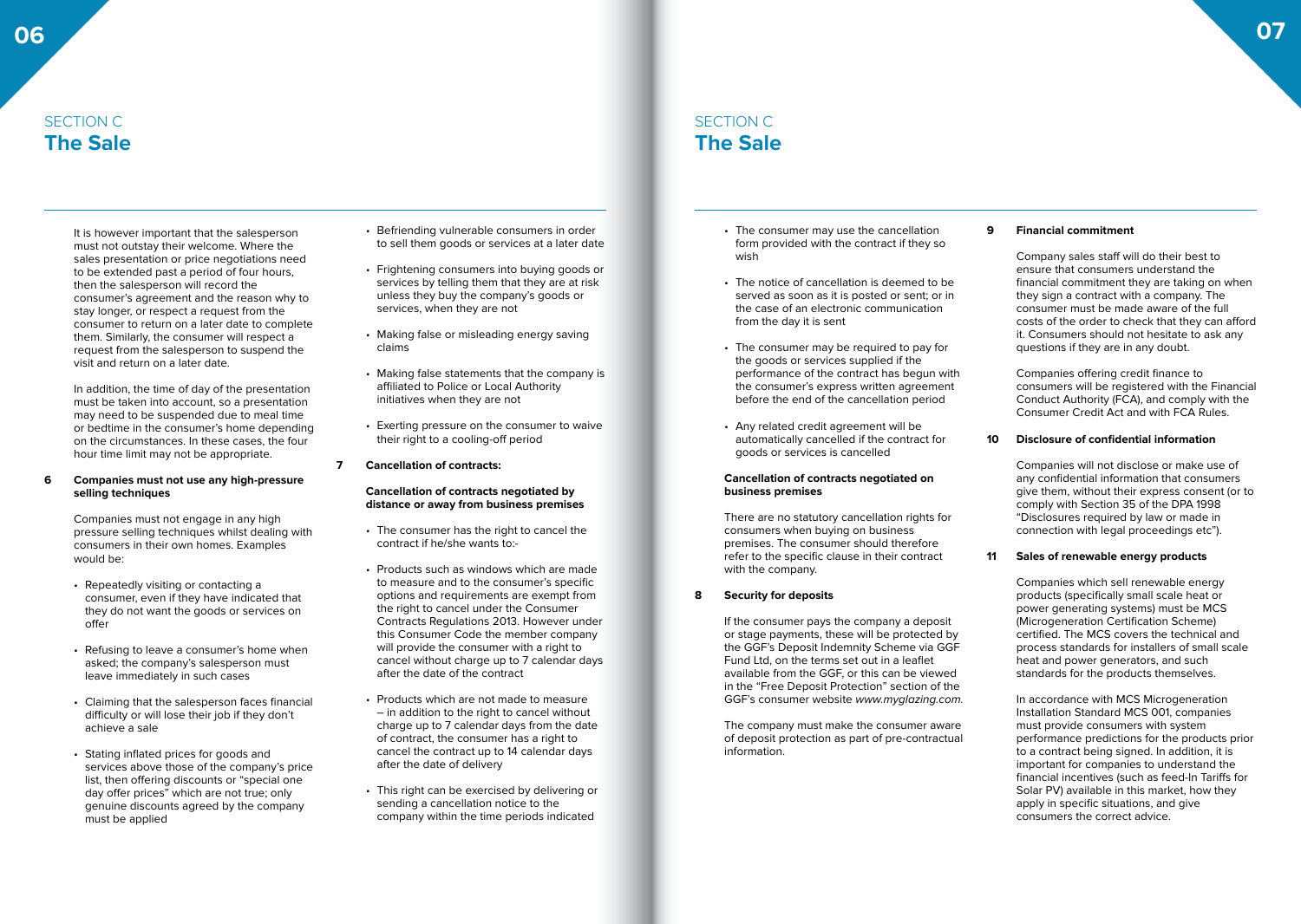## SECTION C
# The Sale

It is however important that the salesperson must not outstay their welcome. Where the sales presentation or price negotiations need to be extended past a period of four hours, then the salesperson will record the consumer's agreement and the reason why to stay longer, or respect a request from the consumer to return on a later date to complete them. Similarly, the consumer will respect a request from the salesperson to suspend the visit and return on a later date.

In addition, the time of day of the presentation must be taken into account, so a presentation may need to be suspended due to meal time or bedtime in the consumer's home depending on the circumstances. In these cases, the four hour time limit may not be appropriate.

**6 Companies must not use any high-pressure selling techniques**

Companies must not engage in any high pressure selling techniques whilst dealing with consumers in their own homes. Examples would be:

- Repeatedly visiting or contacting a consumer, even if they have indicated that they do not want the goods or services on offer
- Refusing to leave a consumer's home when asked; the company's salesperson must leave immediately in such cases
- Claiming that the salesperson faces financial difficulty or will lose their job if they don't achieve a sale
- Stating inflated prices for goods and services above those of the company's price list, then offering discounts or "special one day offer prices" which are not true; only genuine discounts agreed by the company must be applied
- Befriending vulnerable consumers in order to sell them goods or services at a later date
- Frightening consumers into buying goods or services by telling them that they are at risk unless they buy the company's goods or services, when they are not
- Making false or misleading energy saving claims
- Making false statements that the company is affiliated to Police or Local Authority initiatives when they are not
- Exerting pressure on the consumer to waive their right to a cooling-off period

**7 Cancellation of contracts:**

**Cancellation of contracts negotiated by distance or away from business premises**

- The consumer has the right to cancel the contract if he/she wants to:-
- Products such as windows which are made to measure and to the consumer's specific options and requirements are exempt from the right to cancel under the Consumer Contracts Regulations 2013. However under this Consumer Code the member company will provide the consumer with a right to cancel without charge up to 7 calendar days after the date of the contract
- Products which are not made to measure – in addition to the right to cancel without charge up to 7 calendar days from the date of contract, the consumer has a right to cancel the contract up to 14 calendar days after the date of delivery
- This right can be exercised by delivering or sending a cancellation notice to the company within the time periods indicated
- The consumer may use the cancellation form provided with the contract if they so wish
- The notice of cancellation is deemed to be served as soon as it is posted or sent; or in the case of an electronic communication from the day it is sent
- The consumer may be required to pay for the goods or services supplied if the performance of the contract has begun with the consumer's express written agreement before the end of the cancellation period
- Any related credit agreement will be automatically cancelled if the contract for goods or services is cancelled

**Cancellation of contracts negotiated on business premises**

There are no statutory cancellation rights for consumers when buying on business premises. The consumer should therefore refer to the specific clause in their contract with the company.

**8 Security for deposits**

If the consumer pays the company a deposit or stage payments, these will be protected by the GGF's Deposit Indemnity Scheme via GGF Fund Ltd, on the terms set out in a leaflet available from the GGF, or this can be viewed in the "Free Deposit Protection" section of the GGF's consumer website *www.myglazing.com*.

The company must make the consumer aware of deposit protection as part of pre-contractual information.

**9 Financial commitment**

Company sales staff will do their best to ensure that consumers understand the financial commitment they are taking on when they sign a contract with a company. The consumer must be made aware of the full costs of the order to check that they can afford it. Consumers should not hesitate to ask any questions if they are in any doubt.

Companies offering credit finance to consumers will be registered with the Financial Conduct Authority (FCA), and comply with the Consumer Credit Act and with FCA Rules.

**10 Disclosure of confidential information**

Companies will not disclose or make use of any confidential information that consumers give them, without their express consent (or to comply with Section 35 of the DPA 1998 "Disclosures required by law or made in connection with legal proceedings etc").

**11 Sales of renewable energy products**

Companies which sell renewable energy products (specifically small scale heat or power generating systems) must be MCS (Microgeneration Certification Scheme) certified. The MCS covers the technical and process standards for installers of small scale heat and power generators, and such standards for the products themselves.

In accordance with MCS Microgeneration Installation Standard MCS 001, companies must provide consumers with system performance predictions for the products prior to a contract being signed. In addition, it is important for companies to understand the financial incentives (such as feed-In Tariffs for Solar PV) available in this market, how they apply in specific situations, and give consumers the correct advice.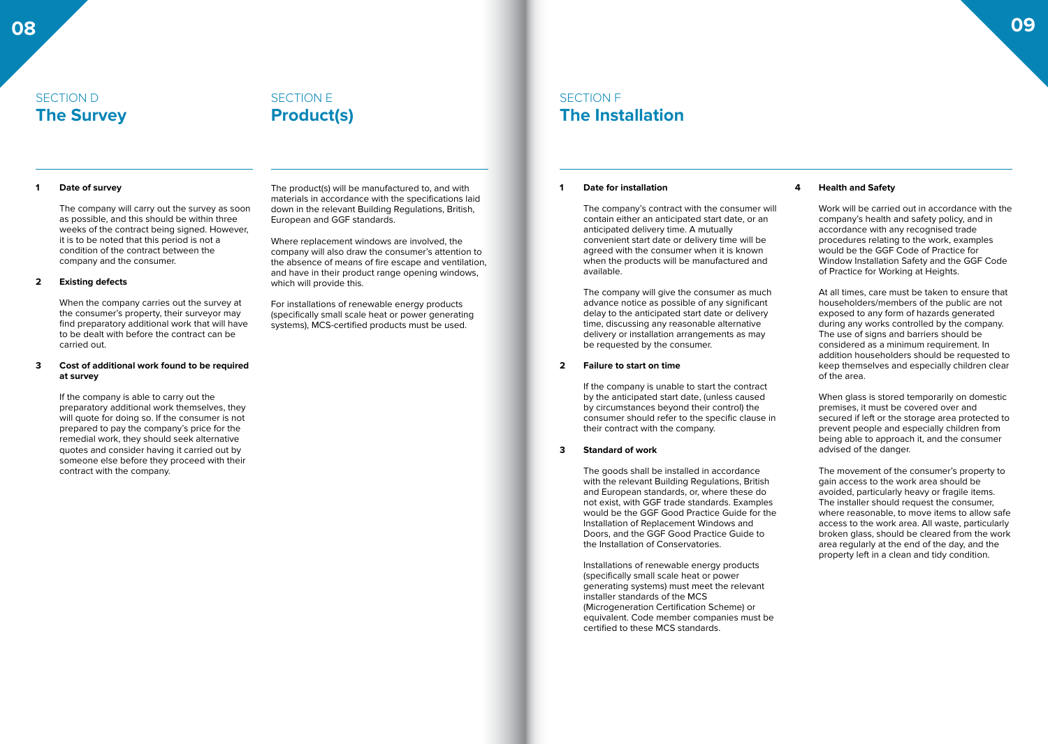## SECTION D
# The Survey

### 1 Date of survey

The company will carry out the survey as soon as possible, and this should be within three weeks of the contract being signed. However, it is to be noted that this period is not a condition of the contract between the company and the consumer.

### 2 Existing defects

When the company carries out the survey at the consumer's property, their surveyor may find preparatory additional work that will have to be dealt with before the contract can be carried out.

### 3 Cost of additional work found to be required at survey

If the company is able to carry out the preparatory additional work themselves, they will quote for doing so. If the consumer is not prepared to pay the company's price for the remedial work, they should seek alternative quotes and consider having it carried out by someone else before they proceed with their contract with the company.

## SECTION E
# Product(s)

The product(s) will be manufactured to, and with materials in accordance with the specifications laid down in the relevant Building Regulations, British, European and GGF standards.

Where replacement windows are involved, the company will also draw the consumer's attention to the absence of means of fire escape and ventilation, and have in their product range opening windows, which will provide this.

For installations of renewable energy products (specifically small scale heat or power generating systems), MCS-certified products must be used.

## SECTION F
# The Installation

### 1 Date for installation

The company's contract with the consumer will contain either an anticipated start date, or an anticipated delivery time. A mutually convenient start date or delivery time will be agreed with the consumer when it is known when the products will be manufactured and available.

The company will give the consumer as much advance notice as possible of any significant delay to the anticipated start date or delivery time, discussing any reasonable alternative delivery or installation arrangements as may be requested by the consumer.

### 2 Failure to start on time

If the company is unable to start the contract by the anticipated start date, (unless caused by circumstances beyond their control) the consumer should refer to the specific clause in their contract with the company.

### 3 Standard of work

The goods shall be installed in accordance with the relevant Building Regulations, British and European standards, or, where these do not exist, with GGF trade standards. Examples would be the GGF Good Practice Guide for the Installation of Replacement Windows and Doors, and the GGF Good Practice Guide to the Installation of Conservatories.

Installations of renewable energy products (specifically small scale heat or power generating systems) must meet the relevant installer standards of the MCS (Microgeneration Certification Scheme) or equivalent. Code member companies must be certified to these MCS standards.

### 4 Health and Safety

Work will be carried out in accordance with the company's health and safety policy, and in accordance with any recognised trade procedures relating to the work, examples would be the GGF Code of Practice for Window Installation Safety and the GGF Code of Practice for Working at Heights.

At all times, care must be taken to ensure that householders/members of the public are not exposed to any form of hazards generated during any works controlled by the company. The use of signs and barriers should be considered as a minimum requirement. In addition householders should be requested to keep themselves and especially children clear of the area.

When glass is stored temporarily on domestic premises, it must be covered over and secured if left or the storage area protected to prevent people and especially children from being able to approach it, and the consumer advised of the danger.

The movement of the consumer's property to gain access to the work area should be avoided, particularly heavy or fragile items. The installer should request the consumer, where reasonable, to move items to allow safe access to the work area. All waste, particularly broken glass, should be cleared from the work area regularly at the end of the day, and the property left in a clean and tidy condition.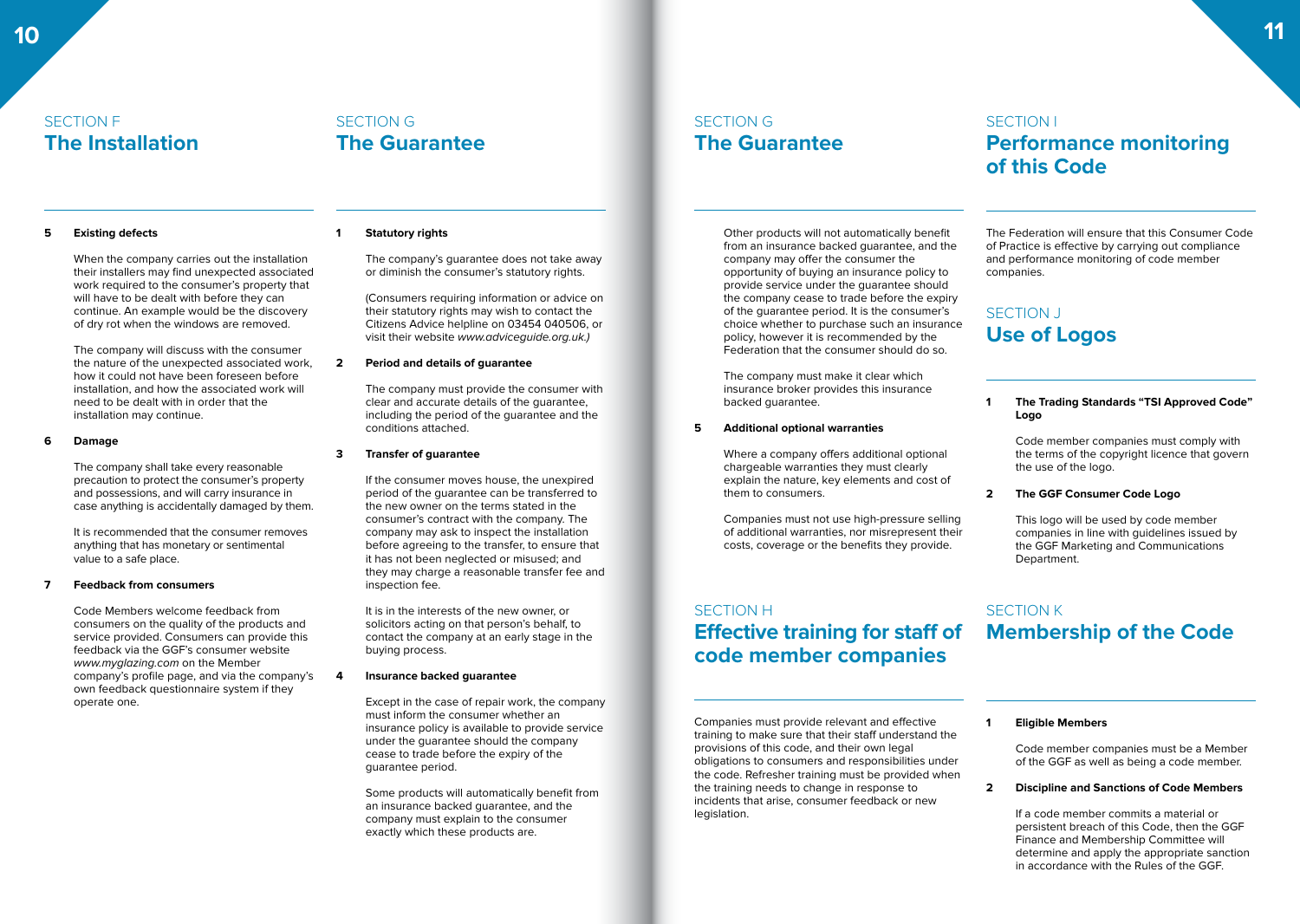## SECTION F
# The Installation

**5 Existing defects**

When the company carries out the installation their installers may find unexpected associated work required to the consumer's property that will have to be dealt with before they can continue. An example would be the discovery of dry rot when the windows are removed.

The company will discuss with the consumer the nature of the unexpected associated work, how it could not have been foreseen before installation, and how the associated work will need to be dealt with in order that the installation may continue.

**6 Damage**

The company shall take every reasonable precaution to protect the consumer's property and possessions, and will carry insurance in case anything is accidentally damaged by them.

It is recommended that the consumer removes anything that has monetary or sentimental value to a safe place.

**7 Feedback from consumers**

Code Members welcome feedback from consumers on the quality of the products and service provided. Consumers can provide this feedback via the GGF's consumer website *www.myglazing.com* on the Member company's profile page, and via the company's own feedback questionnaire system if they operate one.

## SECTION G
# The Guarantee

**1 Statutory rights**

The company's guarantee does not take away or diminish the consumer's statutory rights.

(Consumers requiring information or advice on their statutory rights may wish to contact the Citizens Advice helpline on 03454 040506, or visit their website *www.adviceguide.org.uk.)*

**2 Period and details of guarantee**

The company must provide the consumer with clear and accurate details of the guarantee, including the period of the guarantee and the conditions attached.

**3 Transfer of guarantee**

If the consumer moves house, the unexpired period of the guarantee can be transferred to the new owner on the terms stated in the consumer's contract with the company. The company may ask to inspect the installation before agreeing to the transfer, to ensure that it has not been neglected or misused; and they may charge a reasonable transfer fee and inspection fee.

It is in the interests of the new owner, or solicitors acting on that person's behalf, to contact the company at an early stage in the buying process.

**4 Insurance backed guarantee**

Except in the case of repair work, the company must inform the consumer whether an insurance policy is available to provide service under the guarantee should the company cease to trade before the expiry of the guarantee period.

Some products will automatically benefit from an insurance backed guarantee, and the company must explain to the consumer exactly which these products are.

Other products will not automatically benefit from an insurance backed guarantee, and the company may offer the consumer the opportunity of buying an insurance policy to provide service under the guarantee should the company cease to trade before the expiry of the guarantee period. It is the consumer's choice whether to purchase such an insurance policy, however it is recommended by the Federation that the consumer should do so.

The company must make it clear which insurance broker provides this insurance backed guarantee.

**5 Additional optional warranties**

Where a company offers additional optional chargeable warranties they must clearly explain the nature, key elements and cost of them to consumers.

Companies must not use high-pressure selling of additional warranties, nor misrepresent their costs, coverage or the benefits they provide.

## SECTION H
# Effective training for staff of code member companies

Companies must provide relevant and effective training to make sure that their staff understand the provisions of this code, and their own legal obligations to consumers and responsibilities under the code. Refresher training must be provided when the training needs to change in response to incidents that arise, consumer feedback or new legislation.

## SECTION I
# Performance monitoring of this Code

The Federation will ensure that this Consumer Code of Practice is effective by carrying out compliance and performance monitoring of code member companies.

## SECTION J
# Use of Logos

**1 The Trading Standards "TSI Approved Code" Logo**

Code member companies must comply with the terms of the copyright licence that govern the use of the logo.

**2 The GGF Consumer Code Logo**

This logo will be used by code member companies in line with guidelines issued by the GGF Marketing and Communications Department.

## SECTION K
# Membership of the Code

**1 Eligible Members**

Code member companies must be a Member of the GGF as well as being a code member.

**2 Discipline and Sanctions of Code Members**

If a code member commits a material or persistent breach of this Code, then the GGF Finance and Membership Committee will determine and apply the appropriate sanction in accordance with the Rules of the GGF.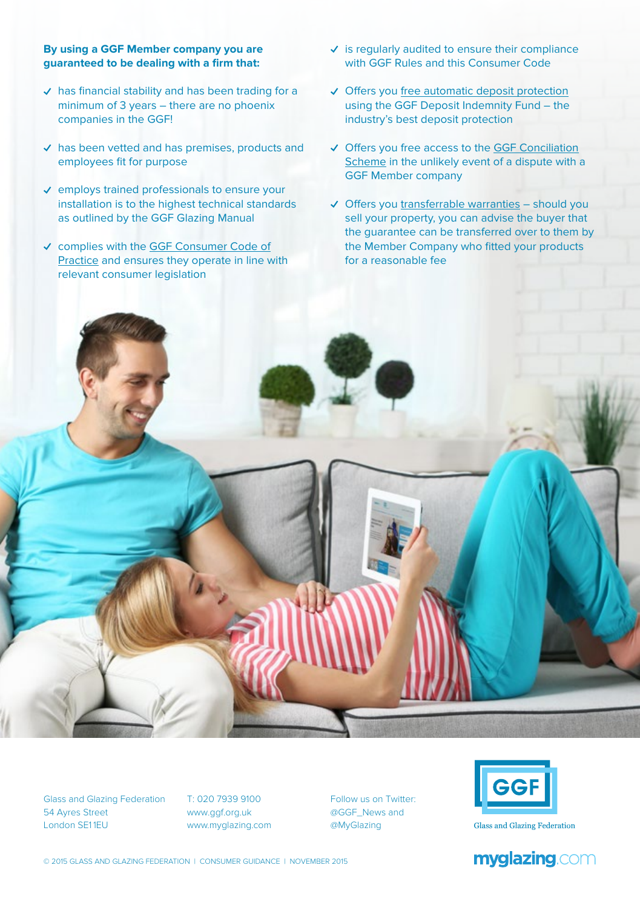**By using a GGF Member company you are guaranteed to be dealing with a firm that:**

- has financial stability and has been trading for a minimum of 3 years – there are no phoenix companies in the GGF!
- has been vetted and has premises, products and employees fit for purpose
- employs trained professionals to ensure your installation is to the highest technical standards as outlined by the GGF Glazing Manual
- complies with the GGF Consumer Code of Practice and ensures they operate in line with relevant consumer legislation
- is regularly audited to ensure their compliance with GGF Rules and this Consumer Code
- Offers you free automatic deposit protection using the GGF Deposit Indemnity Fund – the industry's best deposit protection
- Offers you free access to the GGF Conciliation Scheme in the unlikely event of a dispute with a GGF Member company
- Offers you transferrable warranties – should you sell your property, you can advise the buyer that the guarantee can be transferred over to them by the Member Company who fitted your products for a reasonable fee

Glass and Glazing Federation
54 Ayres Street
London SE1 1EU

T: 020 7939 9100
www.ggf.org.uk
www.myglazing.com

Follow us on Twitter:
@GGF_News and
@MyGlazing

GGF
Glass and Glazing Federation

© 2015 GLASS AND GLAZING FEDERATION | CONSUMER GUIDANCE | NOVEMBER 2015

myglazing.com